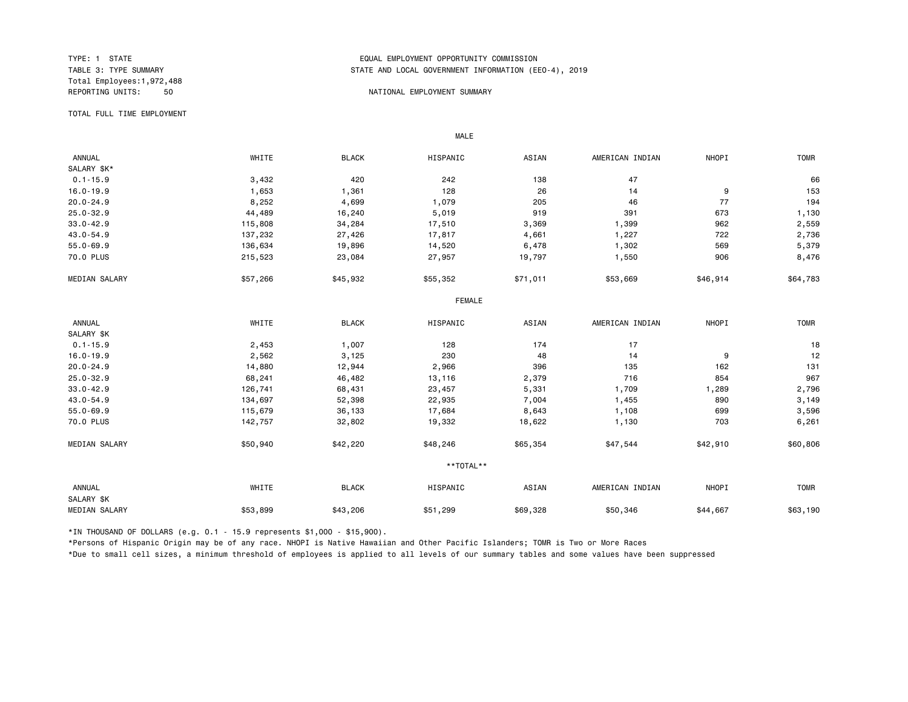TYPE: 1 STATE
TABLE 3: TYPE SUMMARY
Total Employees:1,972,488
REPORTING UNITS: 50

EQUAL EMPLOYMENT OPPORTUNITY COMMISSION
STATE AND LOCAL GOVERNMENT INFORMATION (EEO-4), 2019

NATIONAL EMPLOYMENT SUMMARY

TOTAL FULL TIME EMPLOYMENT

MALE

| ANNUAL SALARY $K* | WHITE | BLACK | HISPANIC | ASIAN | AMERICAN INDIAN | NHOPI | TOMR |
|---|---|---|---|---|---|---|---|
| 0.1-15.9 | 3,432 | 420 | 242 | 138 | 47 | | 66 |
| 16.0-19.9 | 1,653 | 1,361 | 128 | 26 | 14 | 9 | 153 |
| 20.0-24.9 | 8,252 | 4,699 | 1,079 | 205 | 46 | 77 | 194 |
| 25.0-32.9 | 44,489 | 16,240 | 5,019 | 919 | 391 | 673 | 1,130 |
| 33.0-42.9 | 115,808 | 34,284 | 17,510 | 3,369 | 1,399 | 962 | 2,559 |
| 43.0-54.9 | 137,232 | 27,426 | 17,817 | 4,661 | 1,227 | 722 | 2,736 |
| 55.0-69.9 | 136,634 | 19,896 | 14,520 | 6,478 | 1,302 | 569 | 5,379 |
| 70.0 PLUS | 215,523 | 23,084 | 27,957 | 19,797 | 1,550 | 906 | 8,476 |
| MEDIAN SALARY | $57,266 | $45,932 | $55,352 | $71,011 | $53,669 | $46,914 | $64,783 |

FEMALE

| ANNUAL SALARY $K | WHITE | BLACK | HISPANIC | ASIAN | AMERICAN INDIAN | NHOPI | TOMR |
|---|---|---|---|---|---|---|---|
| 0.1-15.9 | 2,453 | 1,007 | 128 | 174 | 17 | | 18 |
| 16.0-19.9 | 2,562 | 3,125 | 230 | 48 | 14 | 9 | 12 |
| 20.0-24.9 | 14,880 | 12,944 | 2,966 | 396 | 135 | 162 | 131 |
| 25.0-32.9 | 68,241 | 46,482 | 13,116 | 2,379 | 716 | 854 | 967 |
| 33.0-42.9 | 126,741 | 68,431 | 23,457 | 5,331 | 1,709 | 1,289 | 2,796 |
| 43.0-54.9 | 134,697 | 52,398 | 22,935 | 7,004 | 1,455 | 890 | 3,149 |
| 55.0-69.9 | 115,679 | 36,133 | 17,684 | 8,643 | 1,108 | 699 | 3,596 |
| 70.0 PLUS | 142,757 | 32,802 | 19,332 | 18,622 | 1,130 | 703 | 6,261 |
| MEDIAN SALARY | $50,940 | $42,220 | $48,246 | $65,354 | $47,544 | $42,910 | $60,806 |

**TOTAL**

| ANNUAL SALARY $K | WHITE | BLACK | HISPANIC | ASIAN | AMERICAN INDIAN | NHOPI | TOMR |
|---|---|---|---|---|---|---|---|
| MEDIAN SALARY | $53,899 | $43,206 | $51,299 | $69,328 | $50,346 | $44,667 | $63,190 |

*IN THOUSAND OF DOLLARS (e.g. 0.1 - 15.9 represents $1,000 - $15,900).

*Persons of Hispanic Origin may be of any race. NHOPI is Native Hawaiian and Other Pacific Islanders; TOMR is Two or More Races

*Due to small cell sizes, a minimum threshold of employees is applied to all levels of our summary tables and some values have been suppressed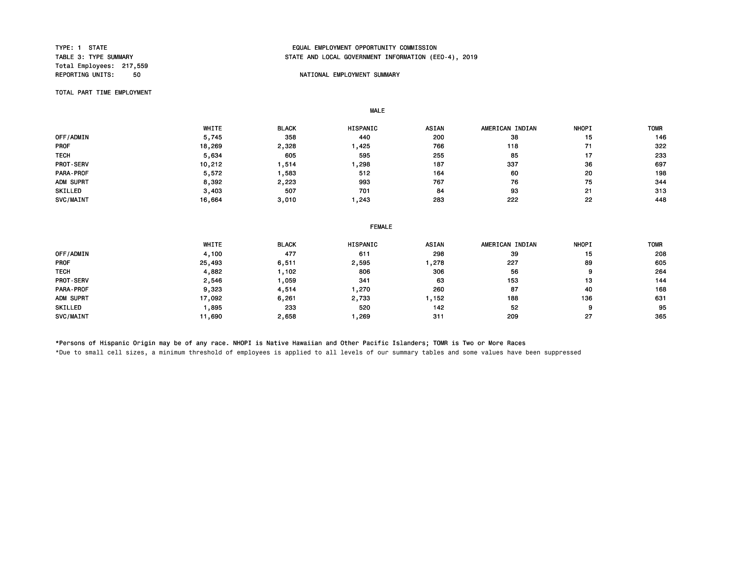TYPE: 1 STATE
TABLE 3: TYPE SUMMARY
Total Employees: 217,559
REPORTING UNITS: 50

EQUAL EMPLOYMENT OPPORTUNITY COMMISSION
STATE AND LOCAL GOVERNMENT INFORMATION (EEO-4), 2019

NATIONAL EMPLOYMENT SUMMARY

TOTAL PART TIME EMPLOYMENT

**MALE**

| | WHITE | BLACK | HISPANIC | ASIAN | AMERICAN INDIAN | NHOPI | TOMR |
|---|---|---|---|---|---|---|---|
| OFF/ADMIN | 5,745 | 358 | 440 | 200 | 38 | 15 | 146 |
| PROF | 18,269 | 2,328 | 1,425 | 766 | 118 | 71 | 322 |
| TECH | 5,634 | 605 | 595 | 255 | 85 | 17 | 233 |
| PROT-SERV | 10,212 | 1,514 | 1,298 | 187 | 337 | 36 | 697 |
| PARA-PROF | 5,572 | 1,583 | 512 | 164 | 60 | 20 | 198 |
| ADM SUPRT | 8,392 | 2,223 | 993 | 767 | 76 | 75 | 344 |
| SKILLED | 3,403 | 507 | 701 | 84 | 93 | 21 | 313 |
| SVC/MAINT | 16,664 | 3,010 | 1,243 | 283 | 222 | 22 | 448 |

**FEMALE**

| | WHITE | BLACK | HISPANIC | ASIAN | AMERICAN INDIAN | NHOPI | TOMR |
|---|---|---|---|---|---|---|---|
| OFF/ADMIN | 4,100 | 477 | 611 | 298 | 39 | 15 | 208 |
| PROF | 25,493 | 6,511 | 2,595 | 1,278 | 227 | 89 | 605 |
| TECH | 4,882 | 1,102 | 806 | 306 | 56 | 9 | 264 |
| PROT-SERV | 2,546 | 1,059 | 341 | 63 | 153 | 13 | 144 |
| PARA-PROF | 9,323 | 4,514 | 1,270 | 260 | 87 | 40 | 168 |
| ADM SUPRT | 17,092 | 6,261 | 2,733 | 1,152 | 188 | 136 | 631 |
| SKILLED | 1,895 | 233 | 520 | 142 | 52 | 9 | 95 |
| SVC/MAINT | 11,690 | 2,658 | 1,269 | 311 | 209 | 27 | 365 |

*Persons of Hispanic Origin may be of any race. NHOPI is Native Hawaiian and Other Pacific Islanders; TOMR is Two or More Races

*Due to small cell sizes, a minimum threshold of employees is applied to all levels of our summary tables and some values have been suppressed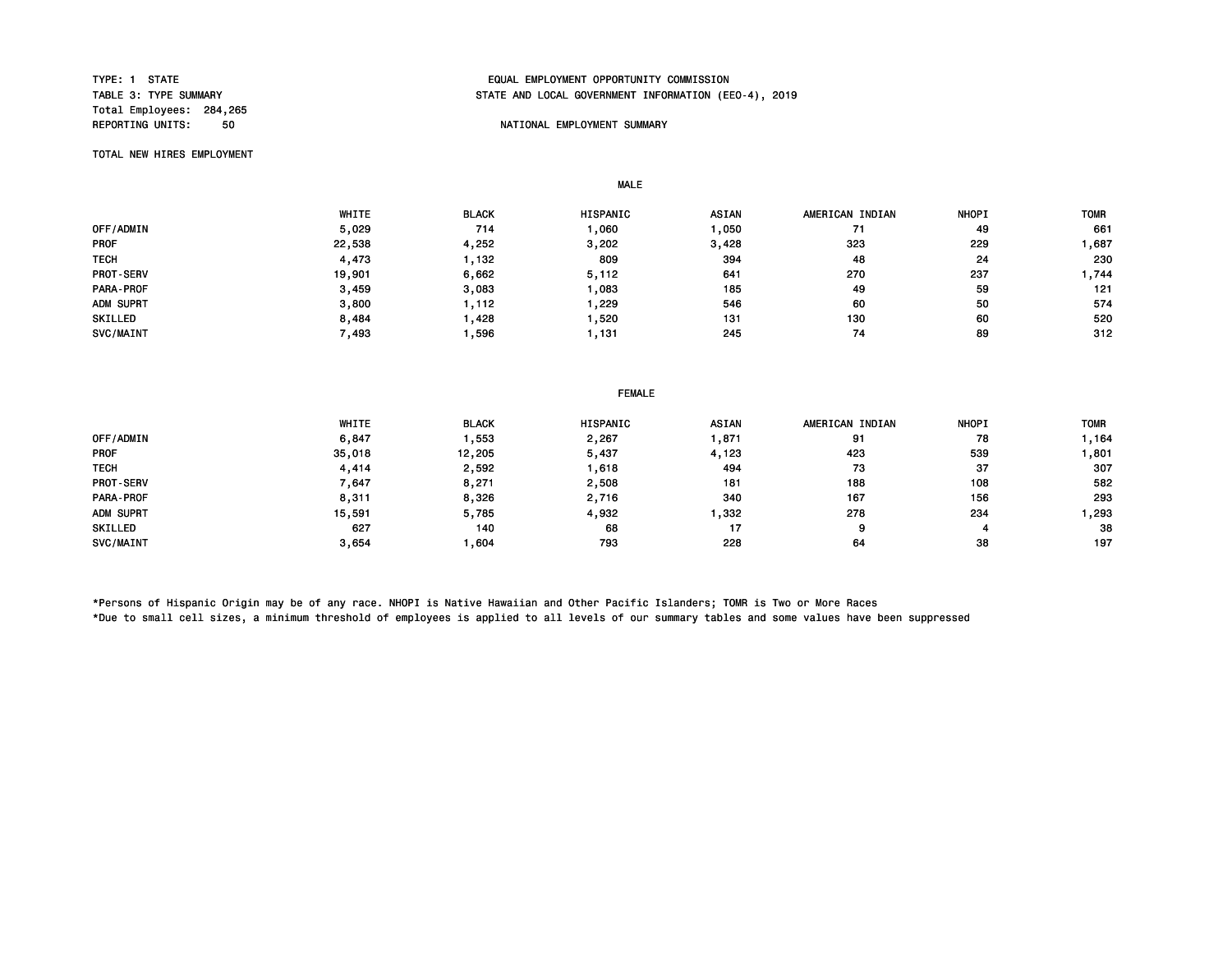TYPE: 1 STATE
TABLE 3: TYPE SUMMARY
Total Employees: 284,265
REPORTING UNITS: 50

EQUAL EMPLOYMENT OPPORTUNITY COMMISSION
STATE AND LOCAL GOVERNMENT INFORMATION (EEO-4), 2019

NATIONAL EMPLOYMENT SUMMARY

TOTAL NEW HIRES EMPLOYMENT

MALE

| | WHITE | BLACK | HISPANIC | ASIAN | AMERICAN INDIAN | NHOPI | TOMR |
|---|---|---|---|---|---|---|---|
| OFF/ADMIN | 5,029 | 714 | 1,060 | 1,050 | 71 | 49 | 661 |
| PROF | 22,538 | 4,252 | 3,202 | 3,428 | 323 | 229 | 1,687 |
| TECH | 4,473 | 1,132 | 809 | 394 | 48 | 24 | 230 |
| PROT-SERV | 19,901 | 6,662 | 5,112 | 641 | 270 | 237 | 1,744 |
| PARA-PROF | 3,459 | 3,083 | 1,083 | 185 | 49 | 59 | 121 |
| ADM SUPRT | 3,800 | 1,112 | 1,229 | 546 | 60 | 50 | 574 |
| SKILLED | 8,484 | 1,428 | 1,520 | 131 | 130 | 60 | 520 |
| SVC/MAINT | 7,493 | 1,596 | 1,131 | 245 | 74 | 89 | 312 |

FEMALE

| | WHITE | BLACK | HISPANIC | ASIAN | AMERICAN INDIAN | NHOPI | TOMR |
|---|---|---|---|---|---|---|---|
| OFF/ADMIN | 6,847 | 1,553 | 2,267 | 1,871 | 91 | 78 | 1,164 |
| PROF | 35,018 | 12,205 | 5,437 | 4,123 | 423 | 539 | 1,801 |
| TECH | 4,414 | 2,592 | 1,618 | 494 | 73 | 37 | 307 |
| PROT-SERV | 7,647 | 8,271 | 2,508 | 181 | 188 | 108 | 582 |
| PARA-PROF | 8,311 | 8,326 | 2,716 | 340 | 167 | 156 | 293 |
| ADM SUPRT | 15,591 | 5,785 | 4,932 | 1,332 | 278 | 234 | 1,293 |
| SKILLED | 627 | 140 | 68 | 17 | 9 | 4 | 38 |
| SVC/MAINT | 3,654 | 1,604 | 793 | 228 | 64 | 38 | 197 |

*Persons of Hispanic Origin may be of any race. NHOPI is Native Hawaiian and Other Pacific Islanders; TOMR is Two or More Races
*Due to small cell sizes, a minimum threshold of employees is applied to all levels of our summary tables and some values have been suppressed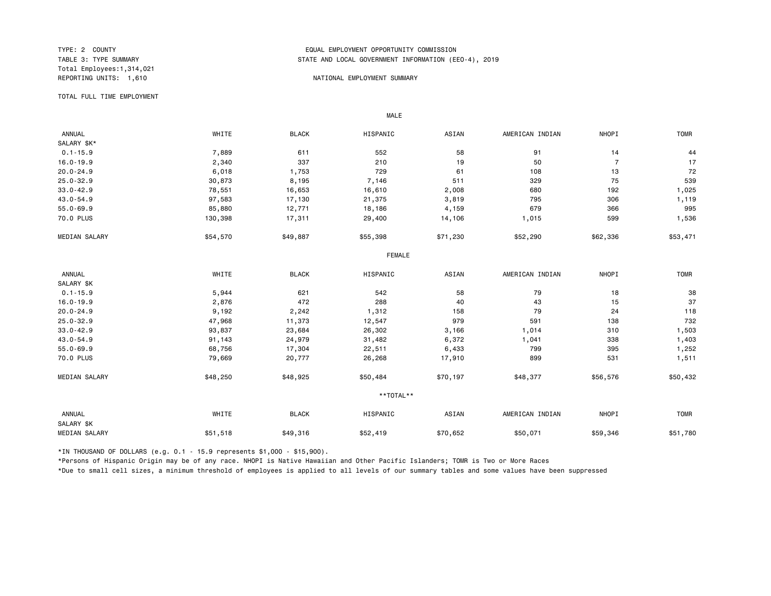TYPE: 2 COUNTY
TABLE 3: TYPE SUMMARY
Total Employees:1,314,021
REPORTING UNITS: 1,610

EQUAL EMPLOYMENT OPPORTUNITY COMMISSION
STATE AND LOCAL GOVERNMENT INFORMATION (EEO-4), 2019

NATIONAL EMPLOYMENT SUMMARY

TOTAL FULL TIME EMPLOYMENT

**MALE**

| ANNUAL SALARY $K* | WHITE | BLACK | HISPANIC | ASIAN | AMERICAN INDIAN | NHOPI | TOMR |
|---|---|---|---|---|---|---|---|
| 0.1-15.9 | 7,889 | 611 | 552 | 58 | 91 | 14 | 44 |
| 16.0-19.9 | 2,340 | 337 | 210 | 19 | 50 | 7 | 17 |
| 20.0-24.9 | 6,018 | 1,753 | 729 | 61 | 108 | 13 | 72 |
| 25.0-32.9 | 30,873 | 8,195 | 7,146 | 511 | 329 | 75 | 539 |
| 33.0-42.9 | 78,551 | 16,653 | 16,610 | 2,008 | 680 | 192 | 1,025 |
| 43.0-54.9 | 97,583 | 17,130 | 21,375 | 3,819 | 795 | 306 | 1,119 |
| 55.0-69.9 | 85,880 | 12,771 | 18,186 | 4,159 | 679 | 366 | 995 |
| 70.0 PLUS | 130,398 | 17,311 | 29,400 | 14,106 | 1,015 | 599 | 1,536 |
| MEDIAN SALARY | $54,570 | $49,887 | $55,398 | $71,230 | $52,290 | $62,336 | $53,471 |

**FEMALE**

| ANNUAL SALARY $K | WHITE | BLACK | HISPANIC | ASIAN | AMERICAN INDIAN | NHOPI | TOMR |
|---|---|---|---|---|---|---|---|
| 0.1-15.9 | 5,944 | 621 | 542 | 58 | 79 | 18 | 38 |
| 16.0-19.9 | 2,876 | 472 | 288 | 40 | 43 | 15 | 37 |
| 20.0-24.9 | 9,192 | 2,242 | 1,312 | 158 | 79 | 24 | 118 |
| 25.0-32.9 | 47,968 | 11,373 | 12,547 | 979 | 591 | 138 | 732 |
| 33.0-42.9 | 93,837 | 23,684 | 26,302 | 3,166 | 1,014 | 310 | 1,503 |
| 43.0-54.9 | 91,143 | 24,979 | 31,482 | 6,372 | 1,041 | 338 | 1,403 |
| 55.0-69.9 | 68,756 | 17,304 | 22,511 | 6,433 | 799 | 395 | 1,252 |
| 70.0 PLUS | 79,669 | 20,777 | 26,268 | 17,910 | 899 | 531 | 1,511 |
| MEDIAN SALARY | $48,250 | $48,925 | $50,484 | $70,197 | $48,377 | $56,576 | $50,432 |

**\*\*TOTAL\*\***

| ANNUAL SALARY $K | WHITE | BLACK | HISPANIC | ASIAN | AMERICAN INDIAN | NHOPI | TOMR |
|---|---|---|---|---|---|---|---|
| MEDIAN SALARY | $51,518 | $49,316 | $52,419 | $70,652 | $50,071 | $59,346 | $51,780 |

*IN THOUSAND OF DOLLARS (e.g. 0.1 - 15.9 represents $1,000 - $15,900).

*Persons of Hispanic Origin may be of any race. NHOPI is Native Hawaiian and Other Pacific Islanders; TOMR is Two or More Races

*Due to small cell sizes, a minimum threshold of employees is applied to all levels of our summary tables and some values have been suppressed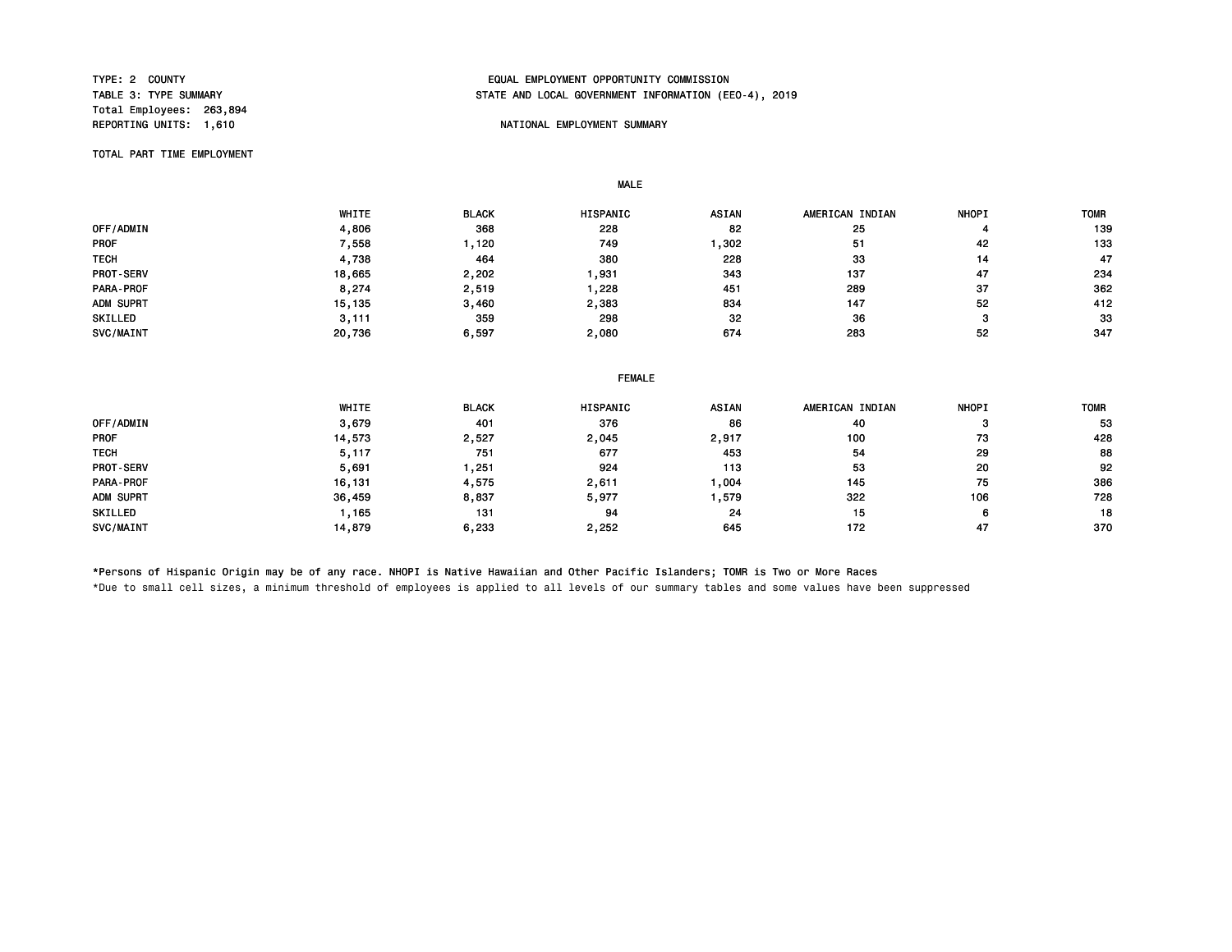TYPE: 2 COUNTY
TABLE 3: TYPE SUMMARY
Total Employees: 263,894
REPORTING UNITS: 1,610

EQUAL EMPLOYMENT OPPORTUNITY COMMISSION
STATE AND LOCAL GOVERNMENT INFORMATION (EEO-4), 2019

NATIONAL EMPLOYMENT SUMMARY

TOTAL PART TIME EMPLOYMENT

MALE

| | WHITE | BLACK | HISPANIC | ASIAN | AMERICAN INDIAN | NHOPI | TOMR |
|---|---|---|---|---|---|---|---|
| OFF/ADMIN | 4,806 | 368 | 228 | 82 | 25 | 4 | 139 |
| PROF | 7,558 | 1,120 | 749 | 1,302 | 51 | 42 | 133 |
| TECH | 4,738 | 464 | 380 | 228 | 33 | 14 | 47 |
| PROT-SERV | 18,665 | 2,202 | 1,931 | 343 | 137 | 47 | 234 |
| PARA-PROF | 8,274 | 2,519 | 1,228 | 451 | 289 | 37 | 362 |
| ADM SUPRT | 15,135 | 3,460 | 2,383 | 834 | 147 | 52 | 412 |
| SKILLED | 3,111 | 359 | 298 | 32 | 36 | 3 | 33 |
| SVC/MAINT | 20,736 | 6,597 | 2,080 | 674 | 283 | 52 | 347 |

FEMALE

| | WHITE | BLACK | HISPANIC | ASIAN | AMERICAN INDIAN | NHOPI | TOMR |
|---|---|---|---|---|---|---|---|
| OFF/ADMIN | 3,679 | 401 | 376 | 86 | 40 | 3 | 53 |
| PROF | 14,573 | 2,527 | 2,045 | 2,917 | 100 | 73 | 428 |
| TECH | 5,117 | 751 | 677 | 453 | 54 | 29 | 88 |
| PROT-SERV | 5,691 | 1,251 | 924 | 113 | 53 | 20 | 92 |
| PARA-PROF | 16,131 | 4,575 | 2,611 | 1,004 | 145 | 75 | 386 |
| ADM SUPRT | 36,459 | 8,837 | 5,977 | 1,579 | 322 | 106 | 728 |
| SKILLED | 1,165 | 131 | 94 | 24 | 15 | 6 | 18 |
| SVC/MAINT | 14,879 | 6,233 | 2,252 | 645 | 172 | 47 | 370 |

*Persons of Hispanic Origin may be of any race. NHOPI is Native Hawaiian and Other Pacific Islanders; TOMR is Two or More Races

*Due to small cell sizes, a minimum threshold of employees is applied to all levels of our summary tables and some values have been suppressed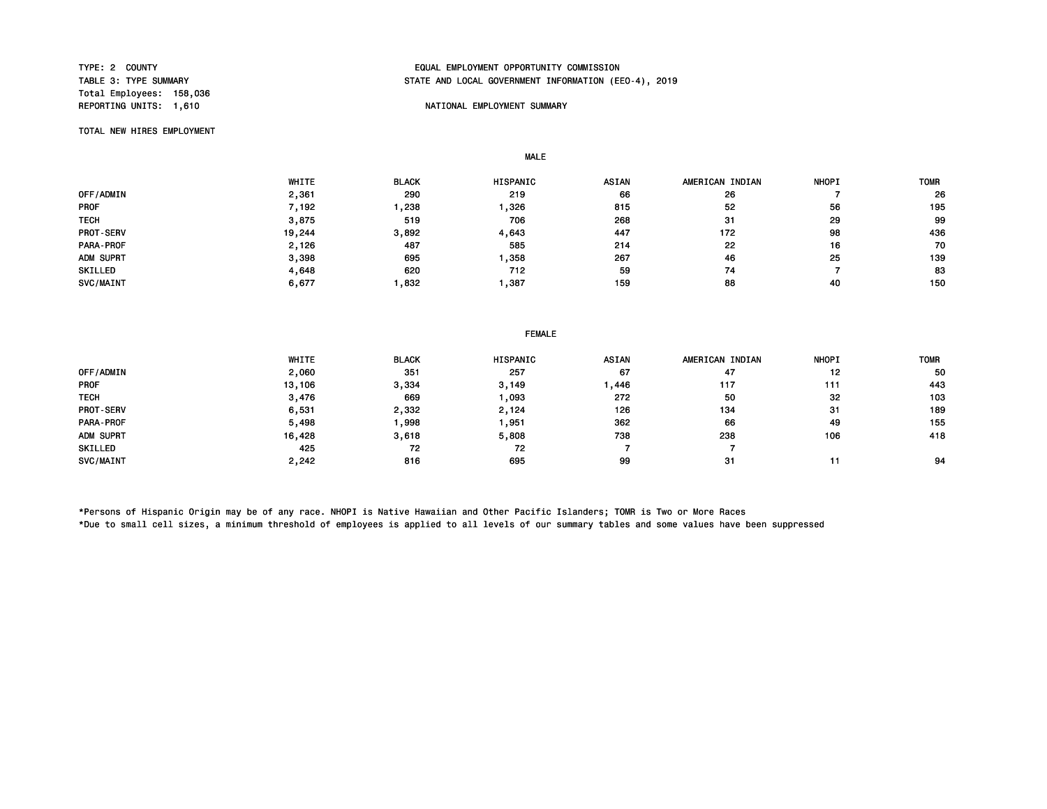TYPE: 2 COUNTY
TABLE 3: TYPE SUMMARY
Total Employees: 158,036
REPORTING UNITS: 1,610

EQUAL EMPLOYMENT OPPORTUNITY COMMISSION
STATE AND LOCAL GOVERNMENT INFORMATION (EEO-4), 2019

NATIONAL EMPLOYMENT SUMMARY

TOTAL NEW HIRES EMPLOYMENT

MALE

| | WHITE | BLACK | HISPANIC | ASIAN | AMERICAN INDIAN | NHOPI | TOMR |
|---|---|---|---|---|---|---|---|
| OFF/ADMIN | 2,361 | 290 | 219 | 66 | 26 | 7 | 26 |
| PROF | 7,192 | 1,238 | 1,326 | 815 | 52 | 56 | 195 |
| TECH | 3,875 | 519 | 706 | 268 | 31 | 29 | 99 |
| PROT-SERV | 19,244 | 3,892 | 4,643 | 447 | 172 | 98 | 436 |
| PARA-PROF | 2,126 | 487 | 585 | 214 | 22 | 16 | 70 |
| ADM SUPRT | 3,398 | 695 | 1,358 | 267 | 46 | 25 | 139 |
| SKILLED | 4,648 | 620 | 712 | 59 | 74 | 7 | 83 |
| SVC/MAINT | 6,677 | 1,832 | 1,387 | 159 | 88 | 40 | 150 |

FEMALE

| | WHITE | BLACK | HISPANIC | ASIAN | AMERICAN INDIAN | NHOPI | TOMR |
|---|---|---|---|---|---|---|---|
| OFF/ADMIN | 2,060 | 351 | 257 | 67 | 47 | 12 | 50 |
| PROF | 13,106 | 3,334 | 3,149 | 1,446 | 117 | 111 | 443 |
| TECH | 3,476 | 669 | 1,093 | 272 | 50 | 32 | 103 |
| PROT-SERV | 6,531 | 2,332 | 2,124 | 126 | 134 | 31 | 189 |
| PARA-PROF | 5,498 | 1,998 | 1,951 | 362 | 66 | 49 | 155 |
| ADM SUPRT | 16,428 | 3,618 | 5,808 | 738 | 238 | 106 | 418 |
| SKILLED | 425 | 72 | 72 | 7 | 7 | | |
| SVC/MAINT | 2,242 | 816 | 695 | 99 | 31 | 11 | 94 |

*Persons of Hispanic Origin may be of any race. NHOPI is Native Hawaiian and Other Pacific Islanders; TOMR is Two or More Races
*Due to small cell sizes, a minimum threshold of employees is applied to all levels of our summary tables and some values have been suppressed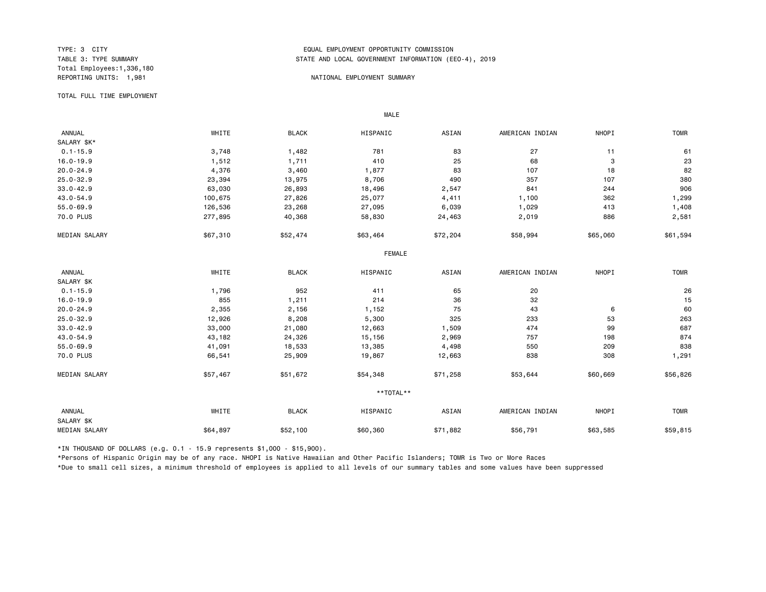TYPE: 3 CITY
TABLE 3: TYPE SUMMARY
Total Employees:1,336,180
REPORTING UNITS: 1,981

EQUAL EMPLOYMENT OPPORTUNITY COMMISSION
STATE AND LOCAL GOVERNMENT INFORMATION (EEO-4), 2019

NATIONAL EMPLOYMENT SUMMARY

TOTAL FULL TIME EMPLOYMENT

**MALE**

| ANNUAL SALARY $K* | WHITE | BLACK | HISPANIC | ASIAN | AMERICAN INDIAN | NHOPI | TOMR |
|---|---|---|---|---|---|---|---|
| 0.1-15.9 | 3,748 | 1,482 | 781 | 83 | 27 | 11 | 61 |
| 16.0-19.9 | 1,512 | 1,711 | 410 | 25 | 68 | 3 | 23 |
| 20.0-24.9 | 4,376 | 3,460 | 1,877 | 83 | 107 | 18 | 82 |
| 25.0-32.9 | 23,394 | 13,975 | 8,706 | 490 | 357 | 107 | 380 |
| 33.0-42.9 | 63,030 | 26,893 | 18,496 | 2,547 | 841 | 244 | 906 |
| 43.0-54.9 | 100,675 | 27,826 | 25,077 | 4,411 | 1,100 | 362 | 1,299 |
| 55.0-69.9 | 126,536 | 23,268 | 27,095 | 6,039 | 1,029 | 413 | 1,408 |
| 70.0 PLUS | 277,895 | 40,368 | 58,830 | 24,463 | 2,019 | 886 | 2,581 |
| MEDIAN SALARY | $67,310 | $52,474 | $63,464 | $72,204 | $58,994 | $65,060 | $61,594 |

**FEMALE**

| ANNUAL SALARY $K | WHITE | BLACK | HISPANIC | ASIAN | AMERICAN INDIAN | NHOPI | TOMR |
|---|---|---|---|---|---|---|---|
| 0.1-15.9 | 1,796 | 952 | 411 | 65 | 20 | | 26 |
| 16.0-19.9 | 855 | 1,211 | 214 | 36 | 32 | | 15 |
| 20.0-24.9 | 2,355 | 2,156 | 1,152 | 75 | 43 | 6 | 60 |
| 25.0-32.9 | 12,926 | 8,208 | 5,300 | 325 | 233 | 53 | 263 |
| 33.0-42.9 | 33,000 | 21,080 | 12,663 | 1,509 | 474 | 99 | 687 |
| 43.0-54.9 | 43,182 | 24,326 | 15,156 | 2,969 | 757 | 198 | 874 |
| 55.0-69.9 | 41,091 | 18,533 | 13,385 | 4,498 | 550 | 209 | 838 |
| 70.0 PLUS | 66,541 | 25,909 | 19,867 | 12,663 | 838 | 308 | 1,291 |
| MEDIAN SALARY | $57,467 | $51,672 | $54,348 | $71,258 | $53,644 | $60,669 | $56,826 |

**\*\*TOTAL\*\***

| ANNUAL SALARY $K | WHITE | BLACK | HISPANIC | ASIAN | AMERICAN INDIAN | NHOPI | TOMR |
|---|---|---|---|---|---|---|---|
| MEDIAN SALARY | $64,897 | $52,100 | $60,360 | $71,882 | $56,791 | $63,585 | $59,815 |

*IN THOUSAND OF DOLLARS (e.g. 0.1 - 15.9 represents $1,000 - $15,900).

*Persons of Hispanic Origin may be of any race. NHOPI is Native Hawaiian and Other Pacific Islanders; TOMR is Two or More Races

*Due to small cell sizes, a minimum threshold of employees is applied to all levels of our summary tables and some values have been suppressed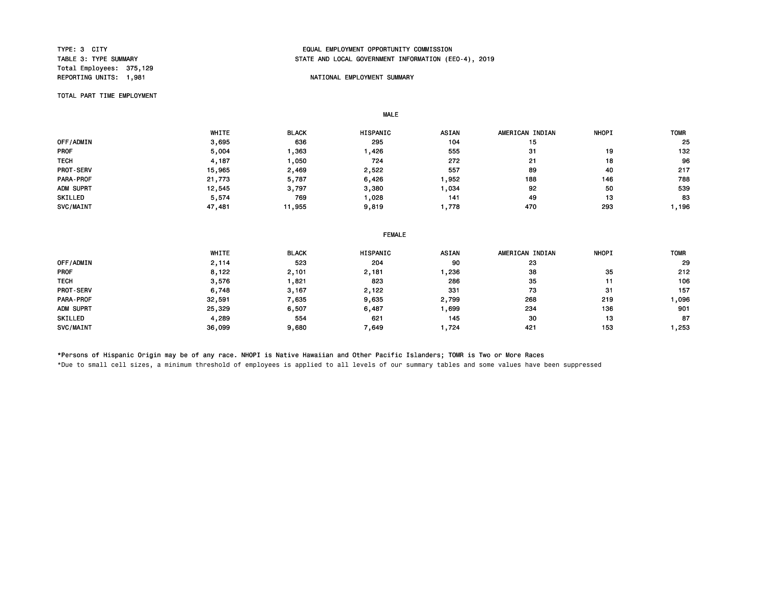TYPE: 3 CITY
TABLE 3: TYPE SUMMARY
Total Employees: 375,129
REPORTING UNITS: 1,981

EQUAL EMPLOYMENT OPPORTUNITY COMMISSION
STATE AND LOCAL GOVERNMENT INFORMATION (EEO-4), 2019

NATIONAL EMPLOYMENT SUMMARY

TOTAL PART TIME EMPLOYMENT

**MALE**

| | WHITE | BLACK | HISPANIC | ASIAN | AMERICAN INDIAN | NHOPI | TOMR |
|---|---|---|---|---|---|---|---|
| OFF/ADMIN | 3,695 | 636 | 295 | 104 | 15 | | 25 |
| PROF | 5,004 | 1,363 | 1,426 | 555 | 31 | 19 | 132 |
| TECH | 4,187 | 1,050 | 724 | 272 | 21 | 18 | 96 |
| PROT-SERV | 15,965 | 2,469 | 2,522 | 557 | 89 | 40 | 217 |
| PARA-PROF | 21,773 | 5,787 | 6,426 | 1,952 | 188 | 146 | 788 |
| ADM SUPRT | 12,545 | 3,797 | 3,380 | 1,034 | 92 | 50 | 539 |
| SKILLED | 5,574 | 769 | 1,028 | 141 | 49 | 13 | 83 |
| SVC/MAINT | 47,481 | 11,955 | 9,819 | 1,778 | 470 | 293 | 1,196 |

**FEMALE**

| | WHITE | BLACK | HISPANIC | ASIAN | AMERICAN INDIAN | NHOPI | TOMR |
|---|---|---|---|---|---|---|---|
| OFF/ADMIN | 2,114 | 523 | 204 | 90 | 23 | | 29 |
| PROF | 8,122 | 2,101 | 2,181 | 1,236 | 38 | 35 | 212 |
| TECH | 3,576 | 1,821 | 823 | 286 | 35 | 11 | 106 |
| PROT-SERV | 6,748 | 3,167 | 2,122 | 331 | 73 | 31 | 157 |
| PARA-PROF | 32,591 | 7,635 | 9,635 | 2,799 | 268 | 219 | 1,096 |
| ADM SUPRT | 25,329 | 6,507 | 6,487 | 1,699 | 234 | 136 | 901 |
| SKILLED | 4,289 | 554 | 621 | 145 | 30 | 13 | 87 |
| SVC/MAINT | 36,099 | 9,680 | 7,649 | 1,724 | 421 | 153 | 1,253 |

*Persons of Hispanic Origin may be of any race. NHOPI is Native Hawaiian and Other Pacific Islanders; TOMR is Two or More Races

*Due to small cell sizes, a minimum threshold of employees is applied to all levels of our summary tables and some values have been suppressed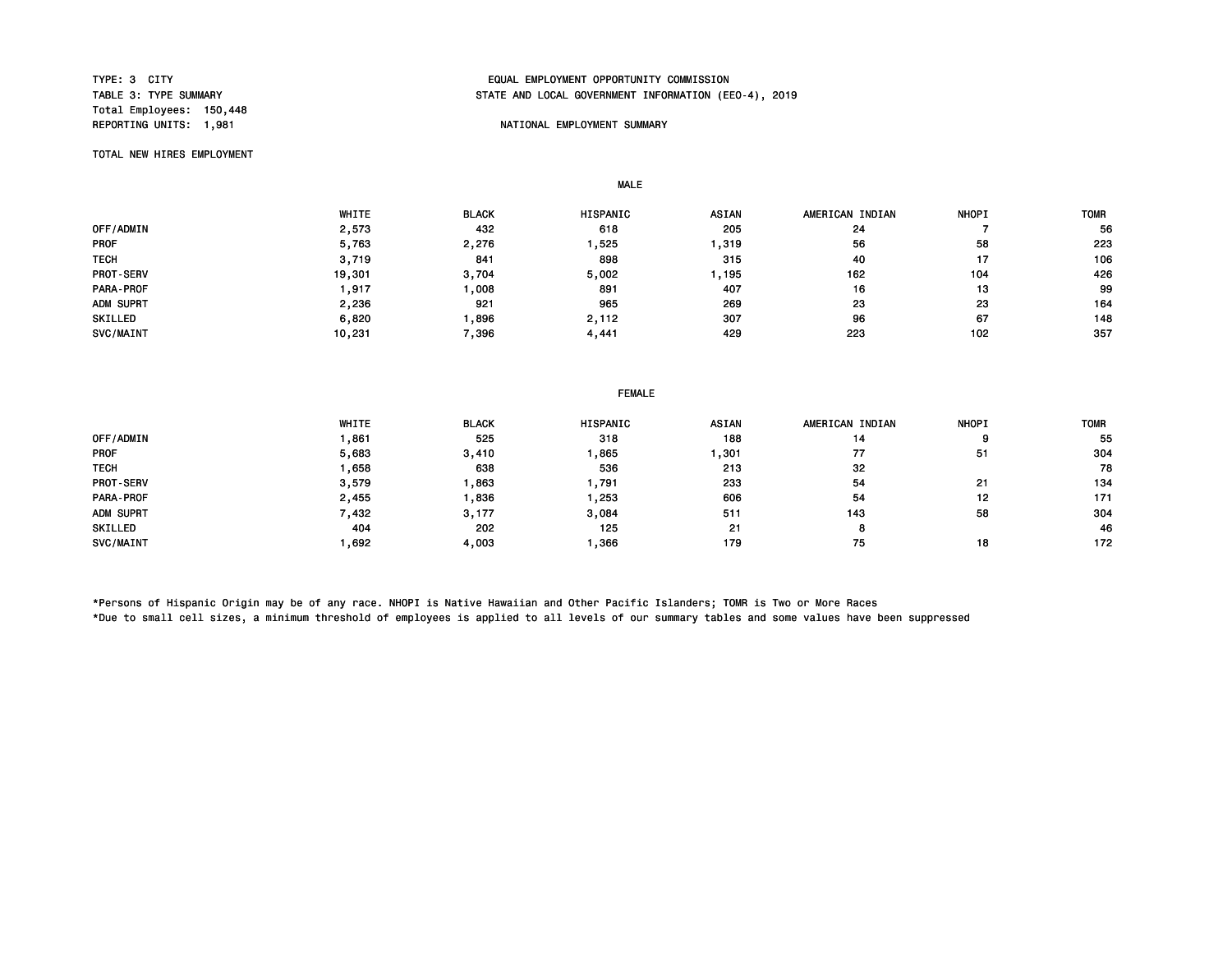TYPE: 3 CITY
TABLE 3: TYPE SUMMARY
Total Employees: 150,448
REPORTING UNITS: 1,981

EQUAL EMPLOYMENT OPPORTUNITY COMMISSION
STATE AND LOCAL GOVERNMENT INFORMATION (EEO-4), 2019

NATIONAL EMPLOYMENT SUMMARY

TOTAL NEW HIRES EMPLOYMENT

MALE

| | WHITE | BLACK | HISPANIC | ASIAN | AMERICAN INDIAN | NHOPI | TOMR |
|---|---|---|---|---|---|---|---|
| OFF/ADMIN | 2,573 | 432 | 618 | 205 | 24 | 7 | 56 |
| PROF | 5,763 | 2,276 | 1,525 | 1,319 | 56 | 58 | 223 |
| TECH | 3,719 | 841 | 898 | 315 | 40 | 17 | 106 |
| PROT-SERV | 19,301 | 3,704 | 5,002 | 1,195 | 162 | 104 | 426 |
| PARA-PROF | 1,917 | 1,008 | 891 | 407 | 16 | 13 | 99 |
| ADM SUPRT | 2,236 | 921 | 965 | 269 | 23 | 23 | 164 |
| SKILLED | 6,820 | 1,896 | 2,112 | 307 | 96 | 67 | 148 |
| SVC/MAINT | 10,231 | 7,396 | 4,441 | 429 | 223 | 102 | 357 |

FEMALE

| | WHITE | BLACK | HISPANIC | ASIAN | AMERICAN INDIAN | NHOPI | TOMR |
|---|---|---|---|---|---|---|---|
| OFF/ADMIN | 1,861 | 525 | 318 | 188 | 14 | 9 | 55 |
| PROF | 5,683 | 3,410 | 1,865 | 1,301 | 77 | 51 | 304 |
| TECH | 1,658 | 638 | 536 | 213 | 32 | | 78 |
| PROT-SERV | 3,579 | 1,863 | 1,791 | 233 | 54 | 21 | 134 |
| PARA-PROF | 2,455 | 1,836 | 1,253 | 606 | 54 | 12 | 171 |
| ADM SUPRT | 7,432 | 3,177 | 3,084 | 511 | 143 | 58 | 304 |
| SKILLED | 404 | 202 | 125 | 21 | 8 | | 46 |
| SVC/MAINT | 1,692 | 4,003 | 1,366 | 179 | 75 | 18 | 172 |

*Persons of Hispanic Origin may be of any race. NHOPI is Native Hawaiian and Other Pacific Islanders; TOMR is Two or More Races

*Due to small cell sizes, a minimum threshold of employees is applied to all levels of our summary tables and some values have been suppressed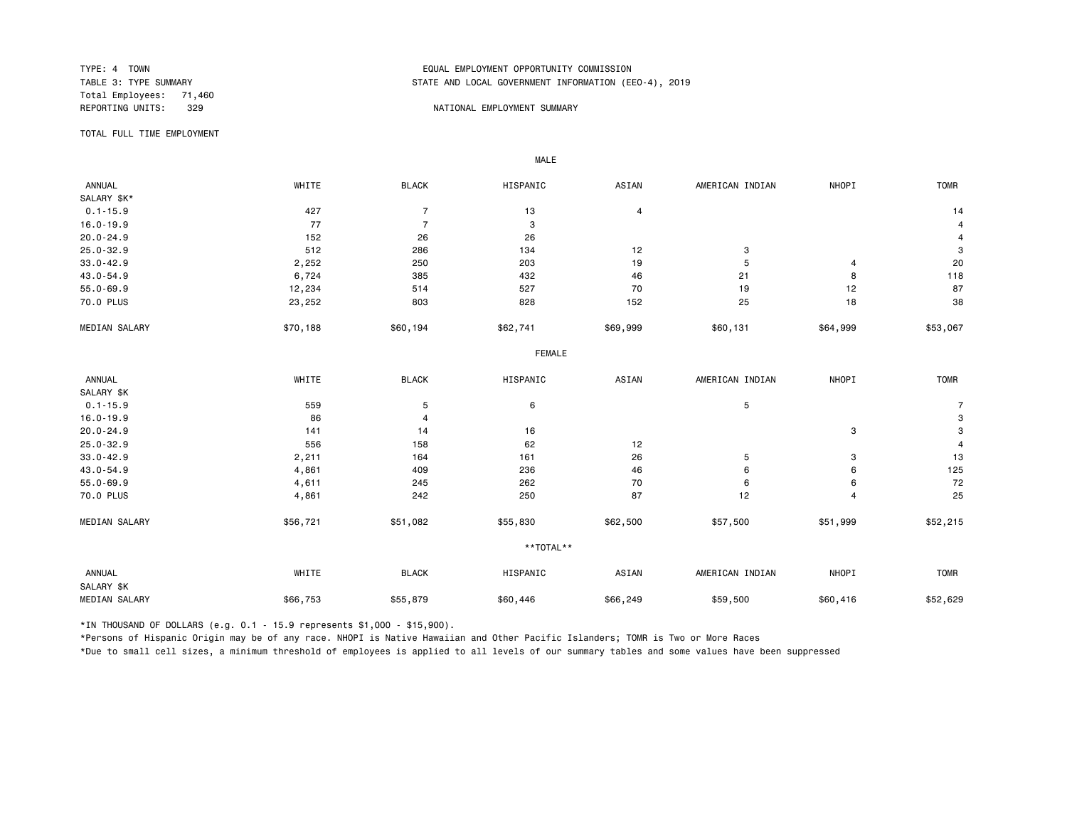TYPE: 4 TOWN
TABLE 3: TYPE SUMMARY
Total Employees: 71,460
REPORTING UNITS: 329

EQUAL EMPLOYMENT OPPORTUNITY COMMISSION
STATE AND LOCAL GOVERNMENT INFORMATION (EEO-4), 2019

NATIONAL EMPLOYMENT SUMMARY

TOTAL FULL TIME EMPLOYMENT

**MALE**

| ANNUAL SALARY $K* | WHITE | BLACK | HISPANIC | ASIAN | AMERICAN INDIAN | NHOPI | TOMR |
|---|---|---|---|---|---|---|---|
| 0.1-15.9 | 427 | 7 | 13 | 4 | | | 14 |
| 16.0-19.9 | 77 | 7 | 3 | | | | 4 |
| 20.0-24.9 | 152 | 26 | 26 | | | | 4 |
| 25.0-32.9 | 512 | 286 | 134 | 12 | 3 | | 3 |
| 33.0-42.9 | 2,252 | 250 | 203 | 19 | 5 | 4 | 20 |
| 43.0-54.9 | 6,724 | 385 | 432 | 46 | 21 | 8 | 118 |
| 55.0-69.9 | 12,234 | 514 | 527 | 70 | 19 | 12 | 87 |
| 70.0 PLUS | 23,252 | 803 | 828 | 152 | 25 | 18 | 38 |
| MEDIAN SALARY | $70,188 | $60,194 | $62,741 | $69,999 | $60,131 | $64,999 | $53,067 |

**FEMALE**

| ANNUAL SALARY $K | WHITE | BLACK | HISPANIC | ASIAN | AMERICAN INDIAN | NHOPI | TOMR |
|---|---|---|---|---|---|---|---|
| 0.1-15.9 | 559 | 5 | 6 | | 5 | | 7 |
| 16.0-19.9 | 86 | 4 | | | | | 3 |
| 20.0-24.9 | 141 | 14 | 16 | | | 3 | 3 |
| 25.0-32.9 | 556 | 158 | 62 | 12 | | | 4 |
| 33.0-42.9 | 2,211 | 164 | 161 | 26 | 5 | 3 | 13 |
| 43.0-54.9 | 4,861 | 409 | 236 | 46 | 6 | 6 | 125 |
| 55.0-69.9 | 4,611 | 245 | 262 | 70 | 6 | 6 | 72 |
| 70.0 PLUS | 4,861 | 242 | 250 | 87 | 12 | 4 | 25 |
| MEDIAN SALARY | $56,721 | $51,082 | $55,830 | $62,500 | $57,500 | $51,999 | $52,215 |

****TOTAL****

| ANNUAL SALARY $K | WHITE | BLACK | HISPANIC | ASIAN | AMERICAN INDIAN | NHOPI | TOMR |
|---|---|---|---|---|---|---|---|
| MEDIAN SALARY | $66,753 | $55,879 | $60,446 | $66,249 | $59,500 | $60,416 | $52,629 |

*IN THOUSAND OF DOLLARS (e.g. 0.1 - 15.9 represents $1,000 - $15,900).

*Persons of Hispanic Origin may be of any race. NHOPI is Native Hawaiian and Other Pacific Islanders; TOMR is Two or More Races

*Due to small cell sizes, a minimum threshold of employees is applied to all levels of our summary tables and some values have been suppressed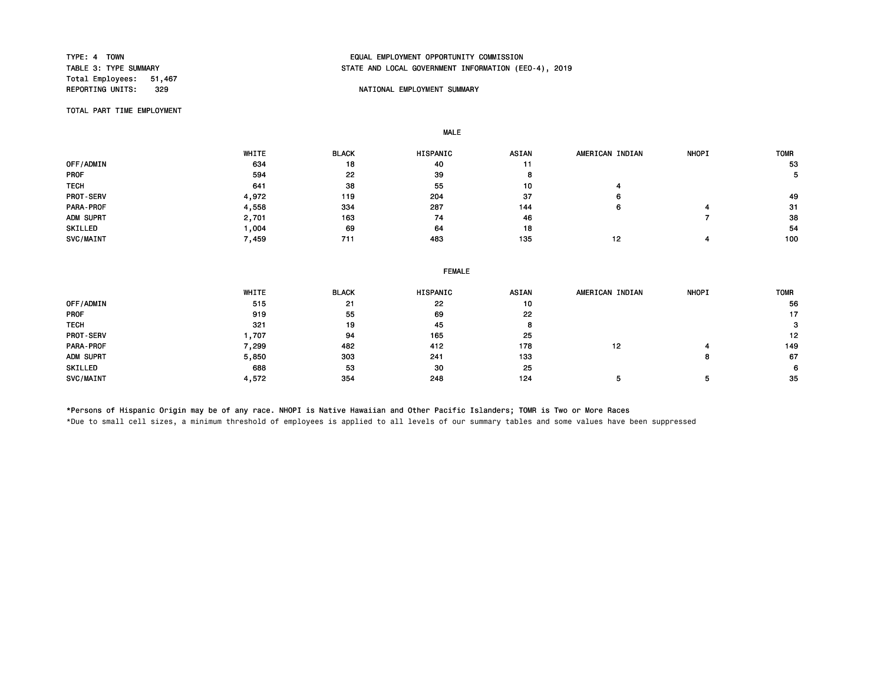TYPE: 4 TOWN
TABLE 3: TYPE SUMMARY
Total Employees: 51,467
REPORTING UNITS: 329

EQUAL EMPLOYMENT OPPORTUNITY COMMISSION
STATE AND LOCAL GOVERNMENT INFORMATION (EEO-4), 2019

NATIONAL EMPLOYMENT SUMMARY

TOTAL PART TIME EMPLOYMENT

**MALE**

| | WHITE | BLACK | HISPANIC | ASIAN | AMERICAN INDIAN | NHOPI | TOMR |
|---|---|---|---|---|---|---|---|
| OFF/ADMIN | 634 | 18 | 40 | 11 | | | 53 |
| PROF | 594 | 22 | 39 | 8 | | | 5 |
| TECH | 641 | 38 | 55 | 10 | 4 | | |
| PROT-SERV | 4,972 | 119 | 204 | 37 | 6 | | 49 |
| PARA-PROF | 4,558 | 334 | 287 | 144 | 6 | 4 | 31 |
| ADM SUPRT | 2,701 | 163 | 74 | 46 | | 7 | 38 |
| SKILLED | 1,004 | 69 | 64 | 18 | | | 54 |
| SVC/MAINT | 7,459 | 711 | 483 | 135 | 12 | 4 | 100 |

**FEMALE**

| | WHITE | BLACK | HISPANIC | ASIAN | AMERICAN INDIAN | NHOPI | TOMR |
|---|---|---|---|---|---|---|---|
| OFF/ADMIN | 515 | 21 | 22 | 10 | | | 56 |
| PROF | 919 | 55 | 69 | 22 | | | 17 |
| TECH | 321 | 19 | 45 | 8 | | | 3 |
| PROT-SERV | 1,707 | 94 | 165 | 25 | | | 12 |
| PARA-PROF | 7,299 | 482 | 412 | 178 | 12 | 4 | 149 |
| ADM SUPRT | 5,850 | 303 | 241 | 133 | | 8 | 67 |
| SKILLED | 688 | 53 | 30 | 25 | | | 6 |
| SVC/MAINT | 4,572 | 354 | 248 | 124 | 5 | 5 | 35 |

*Persons of Hispanic Origin may be of any race. NHOPI is Native Hawaiian and Other Pacific Islanders; TOMR is Two or More Races

*Due to small cell sizes, a minimum threshold of employees is applied to all levels of our summary tables and some values have been suppressed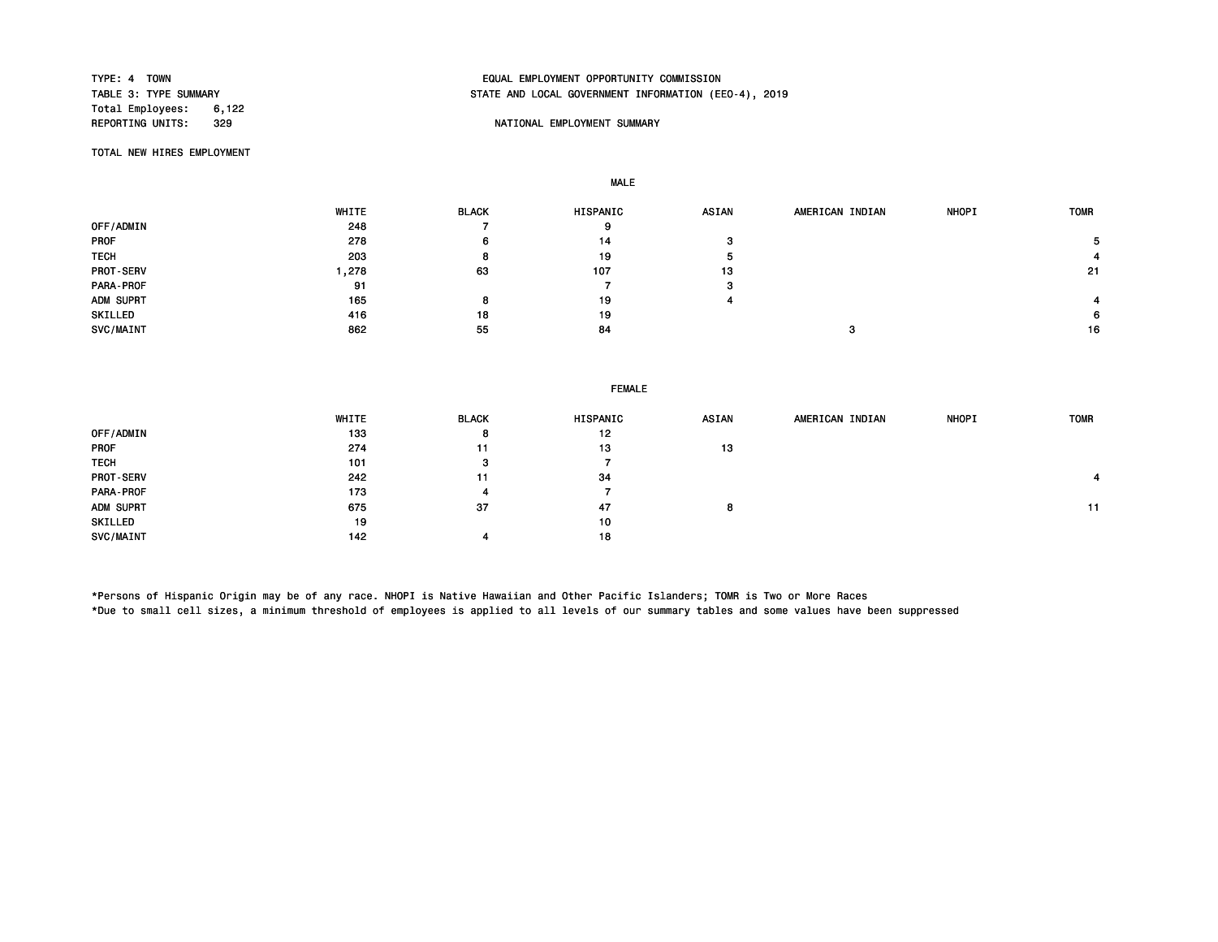TYPE: 4 TOWN
TABLE 3: TYPE SUMMARY
Total Employees: 6,122
REPORTING UNITS: 329

EQUAL EMPLOYMENT OPPORTUNITY COMMISSION
STATE AND LOCAL GOVERNMENT INFORMATION (EEO-4), 2019

NATIONAL EMPLOYMENT SUMMARY

TOTAL NEW HIRES EMPLOYMENT

**MALE**

| | WHITE | BLACK | HISPANIC | ASIAN | AMERICAN INDIAN | NHOPI | TOMR |
|---|---|---|---|---|---|---|---|
| OFF/ADMIN | 248 | 7 | 9 | | | | |
| PROF | 278 | 6 | 14 | 3 | | | 5 |
| TECH | 203 | 8 | 19 | 5 | | | 4 |
| PROT-SERV | 1,278 | 63 | 107 | 13 | | | 21 |
| PARA-PROF | 91 | | 7 | 3 | | | |
| ADM SUPRT | 165 | 8 | 19 | 4 | | | 4 |
| SKILLED | 416 | 18 | 19 | | | | 6 |
| SVC/MAINT | 862 | 55 | 84 | | 3 | | 16 |

**FEMALE**

| | WHITE | BLACK | HISPANIC | ASIAN | AMERICAN INDIAN | NHOPI | TOMR |
|---|---|---|---|---|---|---|---|
| OFF/ADMIN | 133 | 8 | 12 | | | | |
| PROF | 274 | 11 | 13 | 13 | | | |
| TECH | 101 | 3 | 7 | | | | |
| PROT-SERV | 242 | 11 | 34 | | | | 4 |
| PARA-PROF | 173 | 4 | 7 | | | | |
| ADM SUPRT | 675 | 37 | 47 | 8 | | | 11 |
| SKILLED | 19 | | 10 | | | | |
| SVC/MAINT | 142 | 4 | 18 | | | | |

*Persons of Hispanic Origin may be of any race. NHOPI is Native Hawaiian and Other Pacific Islanders; TOMR is Two or More Races
*Due to small cell sizes, a minimum threshold of employees is applied to all levels of our summary tables and some values have been suppressed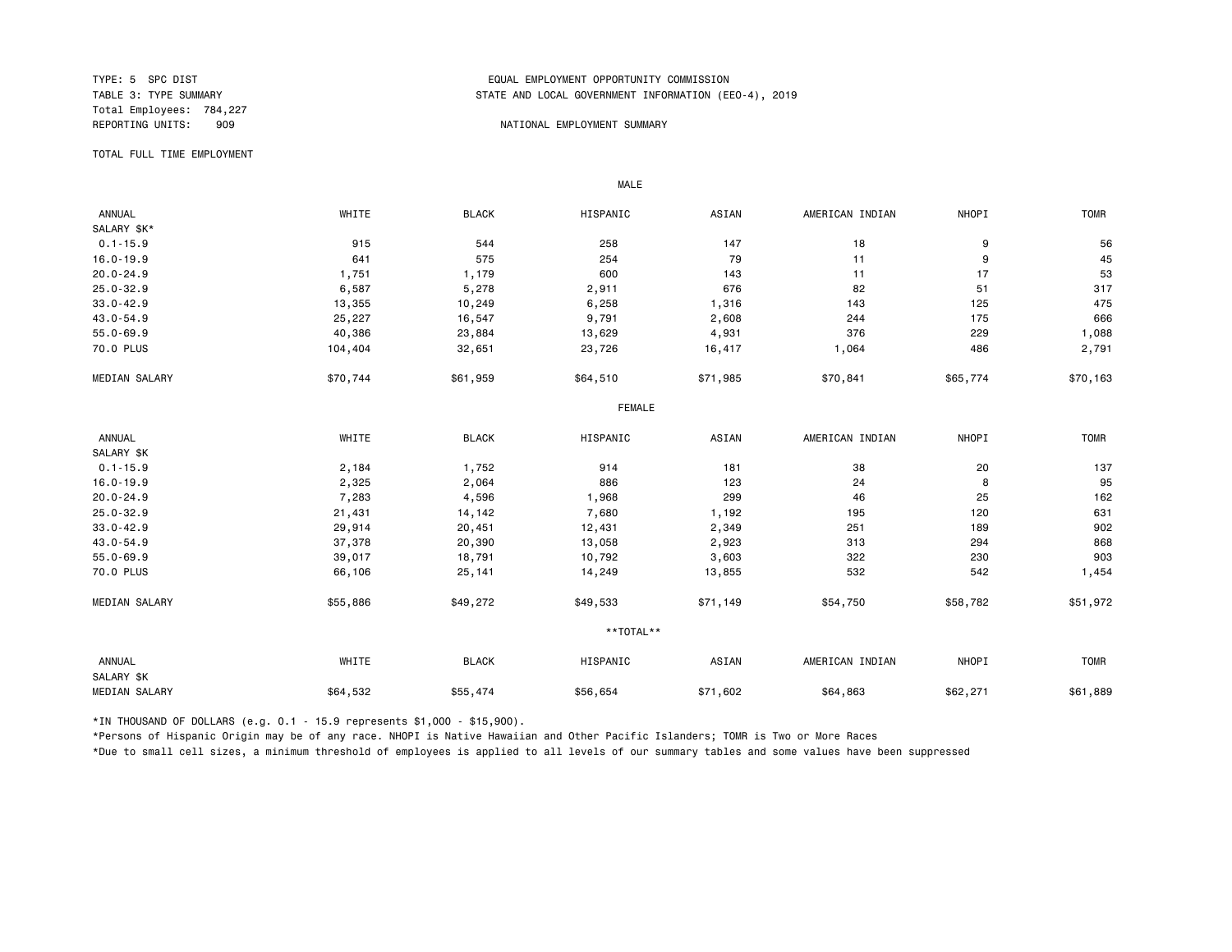TYPE: 5 SPC DIST
TABLE 3: TYPE SUMMARY
Total Employees: 784,227
REPORTING UNITS: 909

EQUAL EMPLOYMENT OPPORTUNITY COMMISSION
STATE AND LOCAL GOVERNMENT INFORMATION (EEO-4), 2019

NATIONAL EMPLOYMENT SUMMARY

TOTAL FULL TIME EMPLOYMENT

**MALE**

| ANNUAL SALARY $K* | WHITE | BLACK | HISPANIC | ASIAN | AMERICAN INDIAN | NHOPI | TOMR |
|---|---|---|---|---|---|---|---|
| 0.1-15.9 | 915 | 544 | 258 | 147 | 18 | 9 | 56 |
| 16.0-19.9 | 641 | 575 | 254 | 79 | 11 | 9 | 45 |
| 20.0-24.9 | 1,751 | 1,179 | 600 | 143 | 11 | 17 | 53 |
| 25.0-32.9 | 6,587 | 5,278 | 2,911 | 676 | 82 | 51 | 317 |
| 33.0-42.9 | 13,355 | 10,249 | 6,258 | 1,316 | 143 | 125 | 475 |
| 43.0-54.9 | 25,227 | 16,547 | 9,791 | 2,608 | 244 | 175 | 666 |
| 55.0-69.9 | 40,386 | 23,884 | 13,629 | 4,931 | 376 | 229 | 1,088 |
| 70.0 PLUS | 104,404 | 32,651 | 23,726 | 16,417 | 1,064 | 486 | 2,791 |
| MEDIAN SALARY | $70,744 | $61,959 | $64,510 | $71,985 | $70,841 | $65,774 | $70,163 |

**FEMALE**

| ANNUAL SALARY $K | WHITE | BLACK | HISPANIC | ASIAN | AMERICAN INDIAN | NHOPI | TOMR |
|---|---|---|---|---|---|---|---|
| 0.1-15.9 | 2,184 | 1,752 | 914 | 181 | 38 | 20 | 137 |
| 16.0-19.9 | 2,325 | 2,064 | 886 | 123 | 24 | 8 | 95 |
| 20.0-24.9 | 7,283 | 4,596 | 1,968 | 299 | 46 | 25 | 162 |
| 25.0-32.9 | 21,431 | 14,142 | 7,680 | 1,192 | 195 | 120 | 631 |
| 33.0-42.9 | 29,914 | 20,451 | 12,431 | 2,349 | 251 | 189 | 902 |
| 43.0-54.9 | 37,378 | 20,390 | 13,058 | 2,923 | 313 | 294 | 868 |
| 55.0-69.9 | 39,017 | 18,791 | 10,792 | 3,603 | 322 | 230 | 903 |
| 70.0 PLUS | 66,106 | 25,141 | 14,249 | 13,855 | 532 | 542 | 1,454 |
| MEDIAN SALARY | $55,886 | $49,272 | $49,533 | $71,149 | $54,750 | $58,782 | $51,972 |

****TOTAL****

| ANNUAL SALARY $K | WHITE | BLACK | HISPANIC | ASIAN | AMERICAN INDIAN | NHOPI | TOMR |
|---|---|---|---|---|---|---|---|
| MEDIAN SALARY | $64,532 | $55,474 | $56,654 | $71,602 | $64,863 | $62,271 | $61,889 |

*IN THOUSAND OF DOLLARS (e.g. 0.1 - 15.9 represents $1,000 - $15,900).

*Persons of Hispanic Origin may be of any race. NHOPI is Native Hawaiian and Other Pacific Islanders; TOMR is Two or More Races

*Due to small cell sizes, a minimum threshold of employees is applied to all levels of our summary tables and some values have been suppressed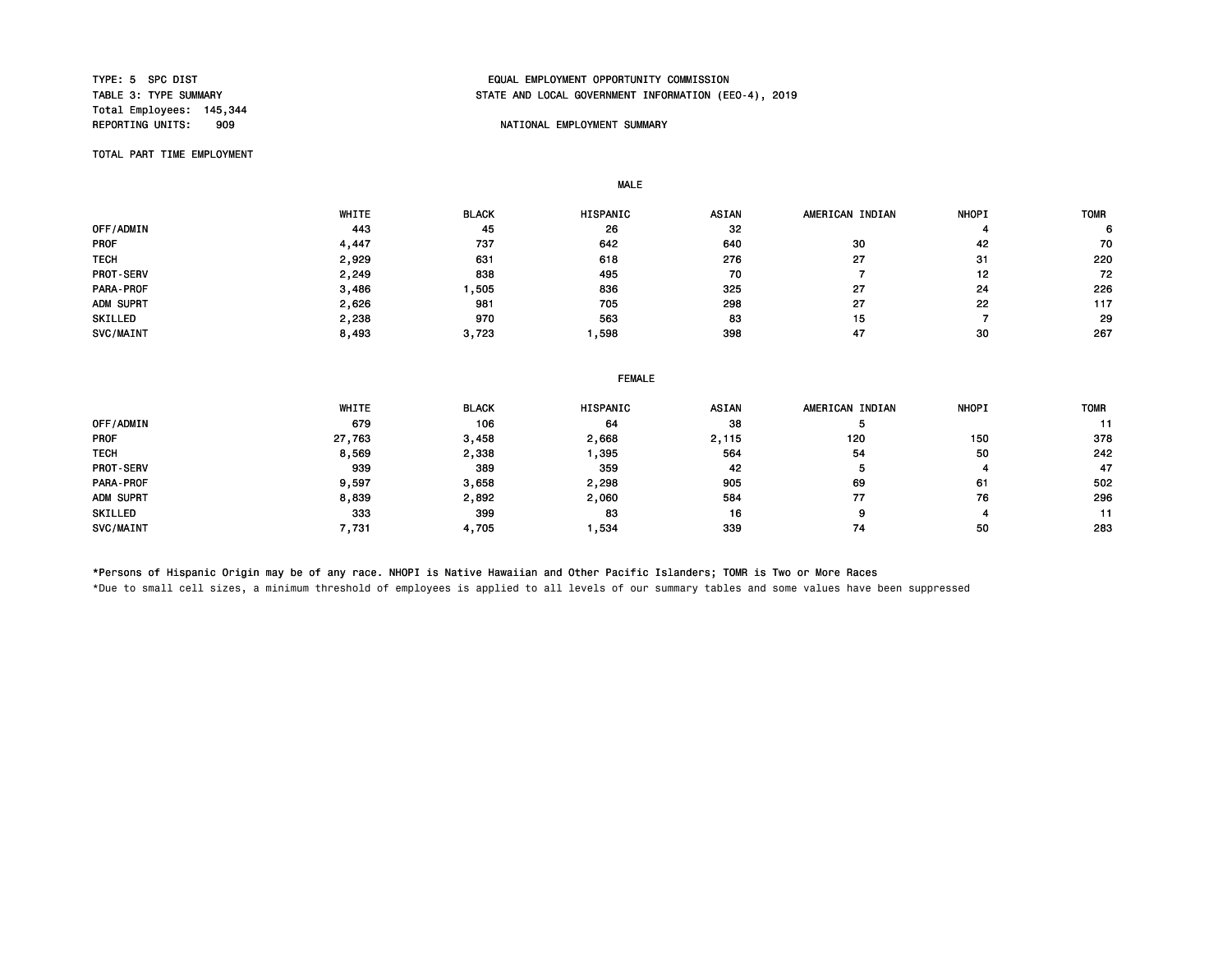TYPE: 5 SPC DIST
TABLE 3: TYPE SUMMARY
Total Employees: 145,344
REPORTING UNITS: 909

EQUAL EMPLOYMENT OPPORTUNITY COMMISSION
STATE AND LOCAL GOVERNMENT INFORMATION (EEO-4), 2019

NATIONAL EMPLOYMENT SUMMARY

TOTAL PART TIME EMPLOYMENT

MALE

| | WHITE | BLACK | HISPANIC | ASIAN | AMERICAN INDIAN | NHOPI | TOMR |
|---|---|---|---|---|---|---|---|
| OFF/ADMIN | 443 | 45 | 26 | 32 | | 4 | 6 |
| PROF | 4,447 | 737 | 642 | 640 | 30 | 42 | 70 |
| TECH | 2,929 | 631 | 618 | 276 | 27 | 31 | 220 |
| PROT-SERV | 2,249 | 838 | 495 | 70 | 7 | 12 | 72 |
| PARA-PROF | 3,486 | 1,505 | 836 | 325 | 27 | 24 | 226 |
| ADM SUPRT | 2,626 | 981 | 705 | 298 | 27 | 22 | 117 |
| SKILLED | 2,238 | 970 | 563 | 83 | 15 | 7 | 29 |
| SVC/MAINT | 8,493 | 3,723 | 1,598 | 398 | 47 | 30 | 267 |

FEMALE

| | WHITE | BLACK | HISPANIC | ASIAN | AMERICAN INDIAN | NHOPI | TOMR |
|---|---|---|---|---|---|---|---|
| OFF/ADMIN | 679 | 106 | 64 | 38 | 5 | | 11 |
| PROF | 27,763 | 3,458 | 2,668 | 2,115 | 120 | 150 | 378 |
| TECH | 8,569 | 2,338 | 1,395 | 564 | 54 | 50 | 242 |
| PROT-SERV | 939 | 389 | 359 | 42 | 5 | 4 | 47 |
| PARA-PROF | 9,597 | 3,658 | 2,298 | 905 | 69 | 61 | 502 |
| ADM SUPRT | 8,839 | 2,892 | 2,060 | 584 | 77 | 76 | 296 |
| SKILLED | 333 | 399 | 83 | 16 | 9 | 4 | 11 |
| SVC/MAINT | 7,731 | 4,705 | 1,534 | 339 | 74 | 50 | 283 |

*Persons of Hispanic Origin may be of any race. NHOPI is Native Hawaiian and Other Pacific Islanders; TOMR is Two or More Races

*Due to small cell sizes, a minimum threshold of employees is applied to all levels of our summary tables and some values have been suppressed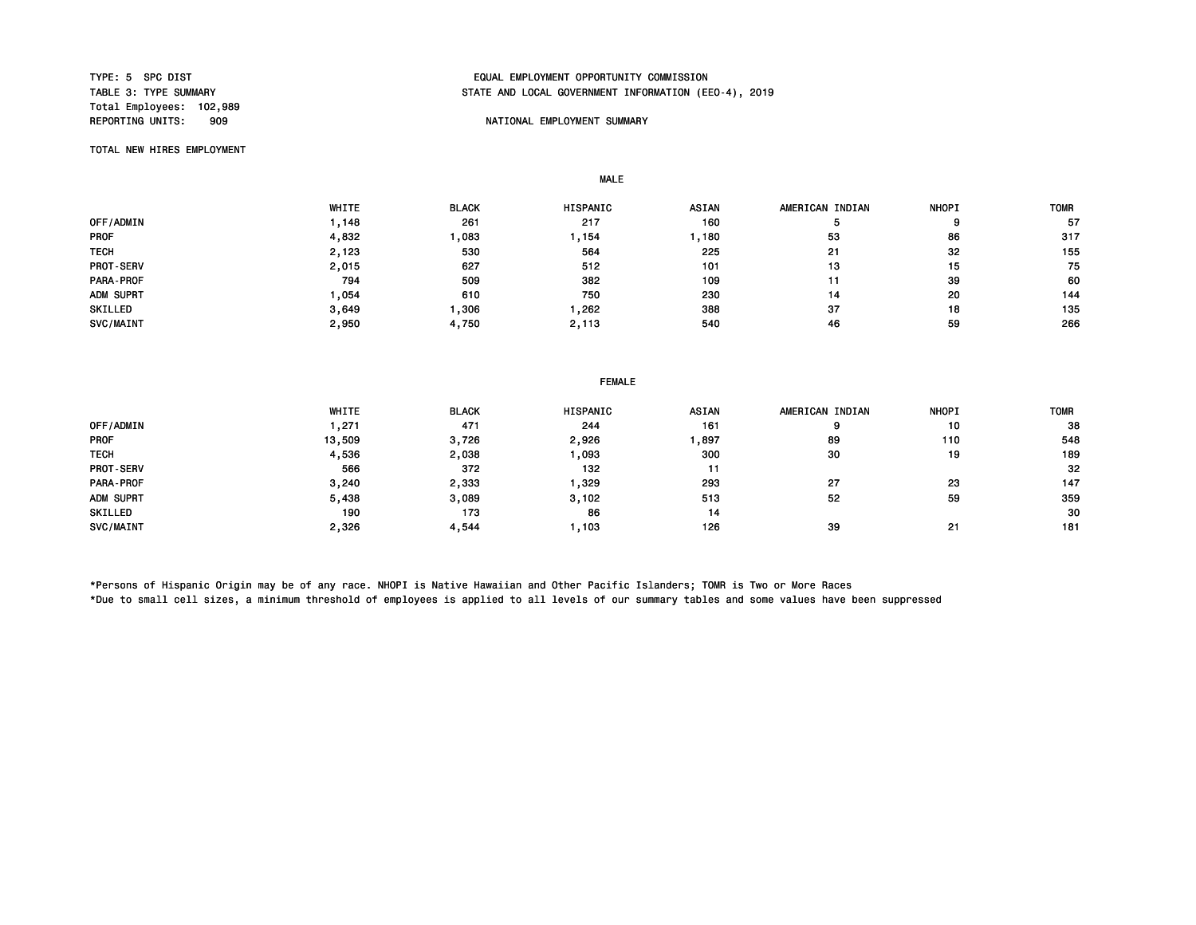TYPE: 5 SPC DIST
TABLE 3: TYPE SUMMARY
Total Employees: 102,989
REPORTING UNITS: 909

EQUAL EMPLOYMENT OPPORTUNITY COMMISSION
STATE AND LOCAL GOVERNMENT INFORMATION (EEO-4), 2019

NATIONAL EMPLOYMENT SUMMARY

TOTAL NEW HIRES EMPLOYMENT

MALE

| | WHITE | BLACK | HISPANIC | ASIAN | AMERICAN INDIAN | NHOPI | TOMR |
|---|---|---|---|---|---|---|---|
| OFF/ADMIN | 1,148 | 261 | 217 | 160 | 5 | 9 | 57 |
| PROF | 4,832 | 1,083 | 1,154 | 1,180 | 53 | 86 | 317 |
| TECH | 2,123 | 530 | 564 | 225 | 21 | 32 | 155 |
| PROT-SERV | 2,015 | 627 | 512 | 101 | 13 | 15 | 75 |
| PARA-PROF | 794 | 509 | 382 | 109 | 11 | 39 | 60 |
| ADM SUPRT | 1,054 | 610 | 750 | 230 | 14 | 20 | 144 |
| SKILLED | 3,649 | 1,306 | 1,262 | 388 | 37 | 18 | 135 |
| SVC/MAINT | 2,950 | 4,750 | 2,113 | 540 | 46 | 59 | 266 |

FEMALE

| | WHITE | BLACK | HISPANIC | ASIAN | AMERICAN INDIAN | NHOPI | TOMR |
|---|---|---|---|---|---|---|---|
| OFF/ADMIN | 1,271 | 471 | 244 | 161 | 9 | 10 | 38 |
| PROF | 13,509 | 3,726 | 2,926 | 1,897 | 89 | 110 | 548 |
| TECH | 4,536 | 2,038 | 1,093 | 300 | 30 | 19 | 189 |
| PROT-SERV | 566 | 372 | 132 | 11 | | | 32 |
| PARA-PROF | 3,240 | 2,333 | 1,329 | 293 | 27 | 23 | 147 |
| ADM SUPRT | 5,438 | 3,089 | 3,102 | 513 | 52 | 59 | 359 |
| SKILLED | 190 | 173 | 86 | 14 | | | 30 |
| SVC/MAINT | 2,326 | 4,544 | 1,103 | 126 | 39 | 21 | 181 |

*Persons of Hispanic Origin may be of any race. NHOPI is Native Hawaiian and Other Pacific Islanders; TOMR is Two or More Races

*Due to small cell sizes, a minimum threshold of employees is applied to all levels of our summary tables and some values have been suppressed